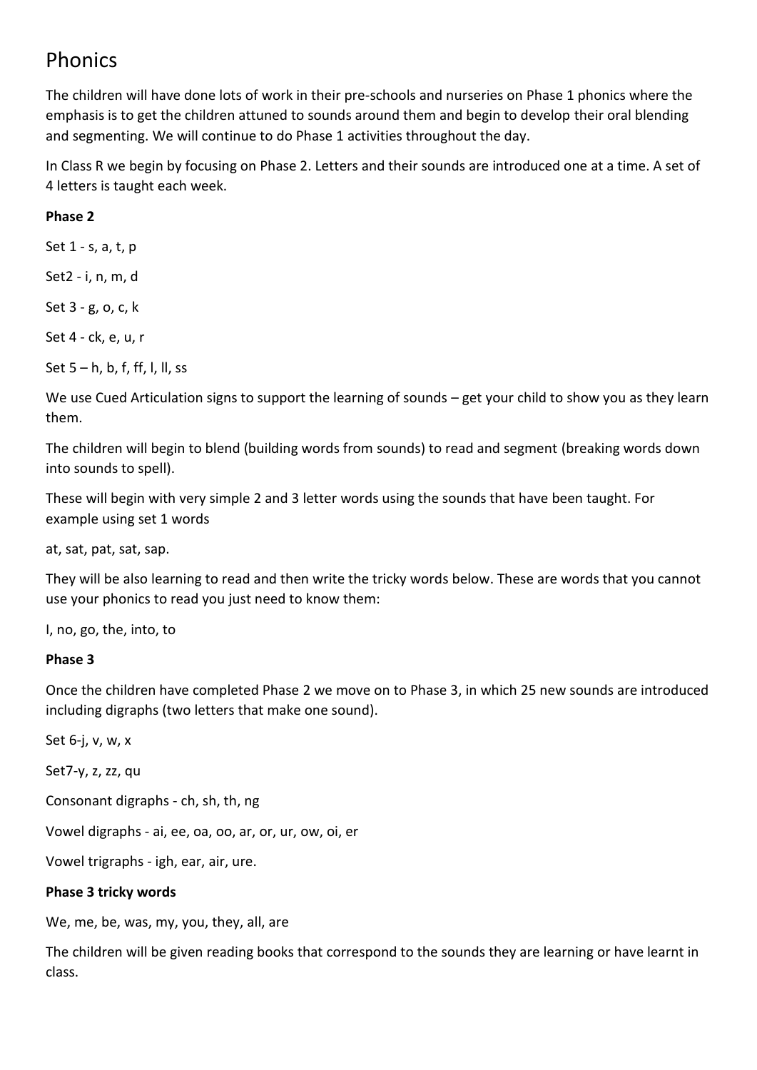# Phonics

The children will have done lots of work in their pre-schools and nurseries on Phase 1 phonics where the emphasis is to get the children attuned to sounds around them and begin to develop their oral blending and segmenting. We will continue to do Phase 1 activities throughout the day.

In Class R we begin by focusing on Phase 2. Letters and their sounds are introduced one at a time. A set of 4 letters is taught each week.

**Phase 2**

Set 1 - s, a, t, p

Set2 - i, n, m, d

Set 3 - g, o, c, k

Set 4 - ck, e, u, r

Set 5 – h, b, f, ff, l, ll, ss

We use Cued Articulation signs to support the learning of sounds – get your child to show you as they learn them.

The children will begin to blend (building words from sounds) to read and segment (breaking words down into sounds to spell).

These will begin with very simple 2 and 3 letter words using the sounds that have been taught. For example using set 1 words

at, sat, pat, sat, sap.

They will be also learning to read and then write the tricky words below. These are words that you cannot use your phonics to read you just need to know them:

I, no, go, the, into, to

**Phase 3**

Once the children have completed Phase 2 we move on to Phase 3, in which 25 new sounds are introduced including digraphs (two letters that make one sound).

Set 6-j, v, w, x

Set7-y, z, zz, qu

Consonant digraphs - ch, sh, th, ng

Vowel digraphs - ai, ee, oa, oo, ar, or, ur, ow, oi, er

Vowel trigraphs - igh, ear, air, ure.

**Phase 3 tricky words**

We, me, be, was, my, you, they, all, are

The children will be given reading books that correspond to the sounds they are learning or have learnt in class.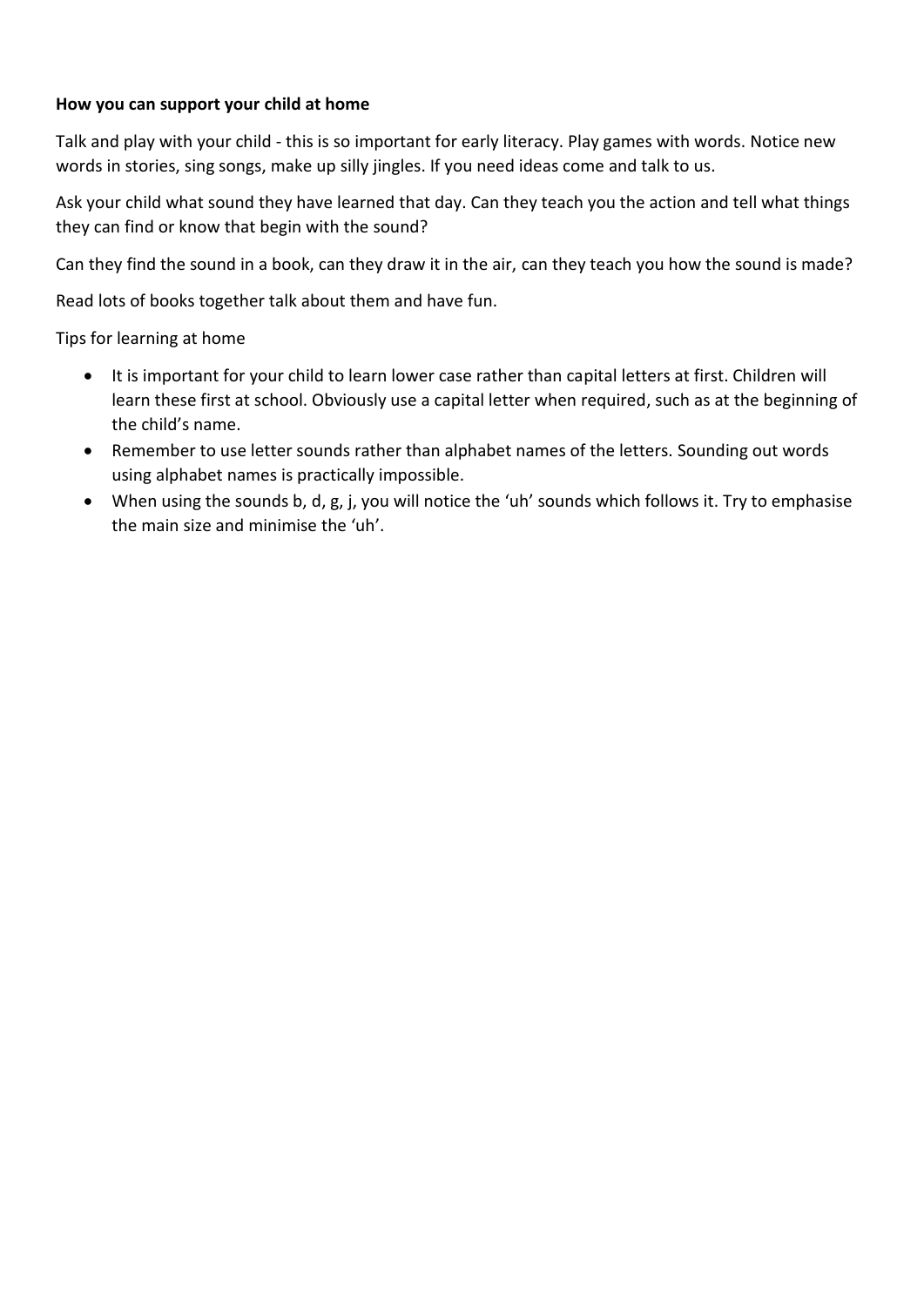**How you can support your child at home**

Talk and play with your child - this is so important for early literacy. Play games with words. Notice new words in stories, sing songs, make up silly jingles. If you need ideas come and talk to us.

Ask your child what sound they have learned that day. Can they teach you the action and tell what things they can find or know that begin with the sound?

Can they find the sound in a book, can they draw it in the air, can they teach you how the sound is made?

Read lots of books together talk about them and have fun.

Tips for learning at home

- It is important for your child to learn lower case rather than capital letters at first. Children will learn these first at school. Obviously use a capital letter when required, such as at the beginning of the child's name.
- Remember to use letter sounds rather than alphabet names of the letters. Sounding out words using alphabet names is practically impossible.
- When using the sounds b, d, g, j, you will notice the 'uh' sounds which follows it. Try to emphasise the main size and minimise the 'uh'.